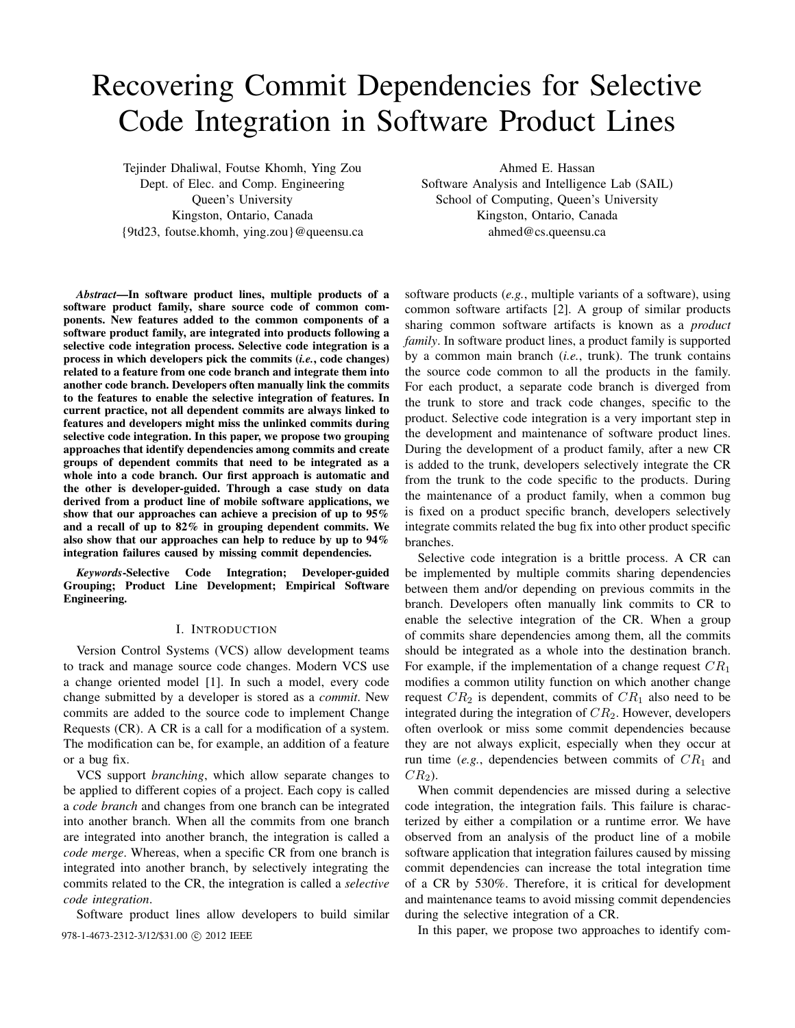# Recovering Commit Dependencies for Selective Code Integration in Software Product Lines

Tejinder Dhaliwal, Foutse Khomh, Ying Zou
Dept. of Elec. and Comp. Engineering
Queen's University
Kingston, Ontario, Canada
{9td23, foutse.khomh, ying.zou}@queensu.ca

Ahmed E. Hassan
Software Analysis and Intelligence Lab (SAIL)
School of Computing, Queen's University
Kingston, Ontario, Canada
ahmed@cs.queensu.ca

***Abstract*—In software product lines, multiple products of a software product family, share source code of common components. New features added to the common components of a software product family, are integrated into products following a selective code integration process. Selective code integration is a process in which developers pick the commits (*i.e.*, code changes) related to a feature from one code branch and integrate them into another code branch. Developers often manually link the commits to the features to enable the selective integration of features. In current practice, not all dependent commits are always linked to features and developers might miss the unlinked commits during selective code integration. In this paper, we propose two grouping approaches that identify dependencies among commits and create groups of dependent commits that need to be integrated as a whole into a code branch. Our first approach is automatic and the other is developer-guided. Through a case study on data derived from a product line of mobile software applications, we show that our approaches can achieve a precision of up to 95% and a recall of up to 82% in grouping dependent commits. We also show that our approaches can help to reduce by up to 94% integration failures caused by missing commit dependencies.**

***Keywords*-Selective Code Integration; Developer-guided Grouping; Product Line Development; Empirical Software Engineering.**

## I. Introduction

Version Control Systems (VCS) allow development teams to track and manage source code changes. Modern VCS use a change oriented model [1]. In such a model, every code change submitted by a developer is stored as a *commit*. New commits are added to the source code to implement Change Requests (CR). A CR is a call for a modification of a system. The modification can be, for example, an addition of a feature or a bug fix.

VCS support *branching*, which allow separate changes to be applied to different copies of a project. Each copy is called a *code branch* and changes from one branch can be integrated into another branch. When all the commits from one branch are integrated into another branch, the integration is called a *code merge*. Whereas, when a specific CR from one branch is integrated into another branch, by selectively integrating the commits related to the CR, the integration is called a *selective code integration*.

Software product lines allow developers to build similar software products (*e.g.*, multiple variants of a software), using common software artifacts [2]. A group of similar products sharing common software artifacts is known as a *product family*. In software product lines, a product family is supported by a common main branch (*i.e.*, trunk). The trunk contains the source code common to all the products in the family. For each product, a separate code branch is diverged from the trunk to store and track code changes, specific to the product. Selective code integration is a very important step in the development and maintenance of software product lines. During the development of a product family, after a new CR is added to the trunk, developers selectively integrate the CR from the trunk to the code specific to the products. During the maintenance of a product family, when a common bug is fixed on a product specific branch, developers selectively integrate commits related the bug fix into other product specific branches.

Selective code integration is a brittle process. A CR can be implemented by multiple commits sharing dependencies between them and/or depending on previous commits in the branch. Developers often manually link commits to CR to enable the selective integration of the CR. When a group of commits share dependencies among them, all the commits should be integrated as a whole into the destination branch. For example, if the implementation of a change request $CR_1$ modifies a common utility function on which another change request $CR_2$ is dependent, commits of $CR_1$ also need to be integrated during the integration of $CR_2$. However, developers often overlook or miss some commit dependencies because they are not always explicit, especially when they occur at run time (*e.g.*, dependencies between commits of $CR_1$ and $CR_2$).

When commit dependencies are missed during a selective code integration, the integration fails. This failure is characterized by either a compilation or a runtime error. We have observed from an analysis of the product line of a mobile software application that integration failures caused by missing commit dependencies can increase the total integration time of a CR by 530%. Therefore, it is critical for development and maintenance teams to avoid missing commit dependencies during the selective integration of a CR.

In this paper, we propose two approaches to identify com-

978-1-4673-2312-3/12/$31.00 © 2012 IEEE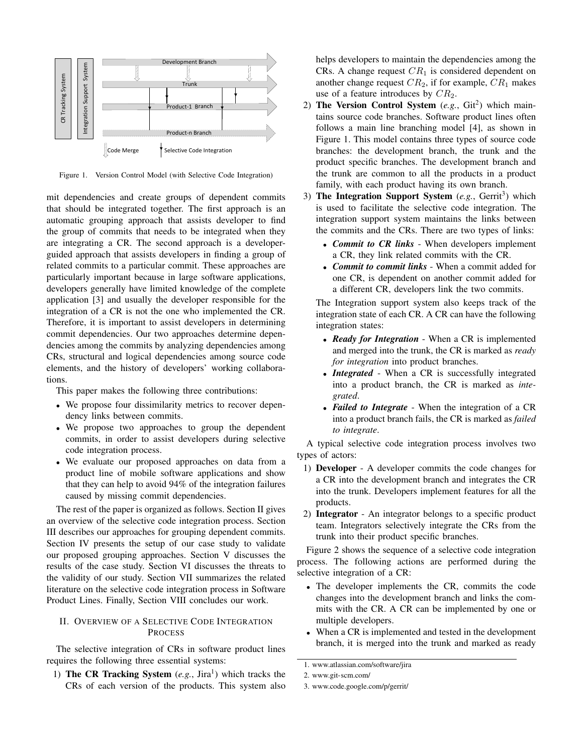Figure 1. Version Control Model (with Selective Code Integration)

mit dependencies and create groups of dependent commits that should be integrated together. The first approach is an automatic grouping approach that assists developer to find the group of commits that needs to be integrated when they are integrating a CR. The second approach is a developer-guided approach that assists developers in finding a group of related commits to a particular commit. These approaches are particularly important because in large software applications, developers generally have limited knowledge of the complete application [3] and usually the developer responsible for the integration of a CR is not the one who implemented the CR. Therefore, it is important to assist developers in determining commit dependencies. Our two approaches determine dependencies among the commits by analyzing dependencies among CRs, structural and logical dependencies among source code elements, and the history of developers' working collaborations.

This paper makes the following three contributions:

- We propose four dissimilarity metrics to recover dependency links between commits.
- We propose two approaches to group the dependent commits, in order to assist developers during selective code integration process.
- We evaluate our proposed approaches on data from a product line of mobile software applications and show that they can help to avoid 94% of the integration failures caused by missing commit dependencies.

The rest of the paper is organized as follows. Section II gives an overview of the selective code integration process. Section III describes our approaches for grouping dependent commits. Section IV presents the setup of our case study to validate our proposed grouping approaches. Section V discusses the results of the case study. Section VI discusses the threats to the validity of our study. Section VII summarizes the related literature on the selective code integration process in Software Product Lines. Finally, Section VIII concludes our work.

## II. Overview of a Selective Code Integration Process

The selective integration of CRs in software product lines requires the following three essential systems:

1) **The CR Tracking System** (*e.g.*, Jira[1]) which tracks the CRs of each version of the products. This system also helps developers to maintain the dependencies among the CRs. A change request $CR_1$ is considered dependent on another change request $CR_2$, if for example, $CR_1$ makes use of a feature introduces by $CR_2$.
2) **The Version Control System** (*e.g.*, Git[2]) which maintains source code branches. Software product lines often follows a main line branching model [4], as shown in Figure 1. This model contains three types of source code branches: the development branch, the trunk and the product specific branches. The development branch and the trunk are common to all the products in a product family, with each product having its own branch.
3) **The Integration Support System** (*e.g.*, Gerrit[3]) which is used to facilitate the selective code integration. The integration support system maintains the links between the commits and the CRs. There are two types of links:
   - ***Commit to CR links*** - When developers implement a CR, they link related commits with the CR.
   - ***Commit to commit links*** - When a commit added for one CR, is dependent on another commit added for a different CR, developers link the two commits.

   The Integration support system also keeps track of the integration state of each CR. A CR can have the following integration states:
   - ***Ready for Integration*** - When a CR is implemented and merged into the trunk, the CR is marked as *ready for integration* into product branches.
   - ***Integrated*** - When a CR is successfully integrated into a product branch, the CR is marked as *integrated*.
   - ***Failed to Integrate*** - When the integration of a CR into a product branch fails, the CR is marked as *failed to integrate*.

A typical selective code integration process involves two types of actors:

1) **Developer** - A developer commits the code changes for a CR into the development branch and integrates the CR into the trunk. Developers implement features for all the products.
2) **Integrator** - An integrator belongs to a specific product team. Integrators selectively integrate the CRs from the trunk into their product specific branches.

Figure 2 shows the sequence of a selective code integration process. The following actions are performed during the selective integration of a CR:

- The developer implements the CR, commits the code changes into the development branch and links the commits with the CR. A CR can be implemented by one or multiple developers.
- When a CR is implemented and tested in the development branch, it is merged into the trunk and marked as ready

1. www.atlassian.com/software/jira
2. www.git-scm.com/
3. www.code.google.com/p/gerrit/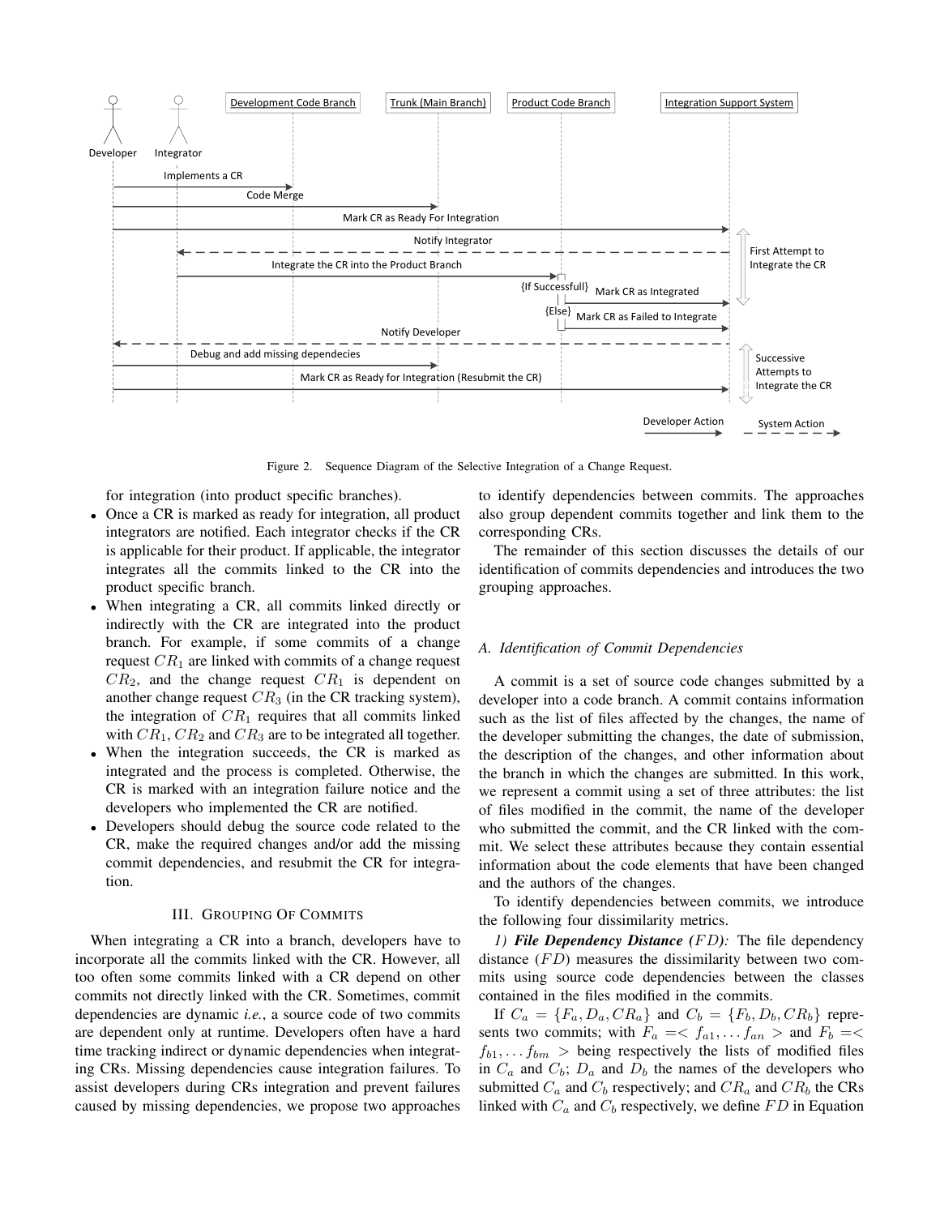Figure 2. Sequence Diagram of the Selective Integration of a Change Request.

for integration (into product specific branches).

- Once a CR is marked as ready for integration, all product integrators are notified. Each integrator checks if the CR is applicable for their product. If applicable, the integrator integrates all the commits linked to the CR into the product specific branch.
- When integrating a CR, all commits linked directly or indirectly with the CR are integrated into the product branch. For example, if some commits of a change request $CR_1$ are linked with commits of a change request $CR_2$, and the change request $CR_1$ is dependent on another change request $CR_3$ (in the CR tracking system), the integration of $CR_1$ requires that all commits linked with $CR_1$, $CR_2$ and $CR_3$ are to be integrated all together.
- When the integration succeeds, the CR is marked as integrated and the process is completed. Otherwise, the CR is marked with an integration failure notice and the developers who implemented the CR are notified.
- Developers should debug the source code related to the CR, make the required changes and/or add the missing commit dependencies, and resubmit the CR for integration.

## III. Grouping Of Commits

When integrating a CR into a branch, developers have to incorporate all the commits linked with the CR. However, all too often some commits linked with a CR depend on other commits not directly linked with the CR. Sometimes, commit dependencies are dynamic *i.e.*, a source code of two commits are dependent only at runtime. Developers often have a hard time tracking indirect or dynamic dependencies when integrating CRs. Missing dependencies cause integration failures. To assist developers during CRs integration and prevent failures caused by missing dependencies, we propose two approaches to identify dependencies between commits. The approaches also group dependent commits together and link them to the corresponding CRs.

The remainder of this section discusses the details of our identification of commits dependencies and introduces the two grouping approaches.

### A. Identification of Commit Dependencies

A commit is a set of source code changes submitted by a developer into a code branch. A commit contains information such as the list of files affected by the changes, the name of the developer submitting the changes, the date of submission, the description of the changes, and other information about the branch in which the changes are submitted. In this work, we represent a commit using a set of three attributes: the list of files modified in the commit, the name of the developer who submitted the commit, and the CR linked with the commit. We select these attributes because they contain essential information about the code elements that have been changed and the authors of the changes.

To identify dependencies between commits, we introduce the following four dissimilarity metrics.

*1)* ***File Dependency Distance*** ***($FD$):*** The file dependency distance ($FD$) measures the dissimilarity between two commits using source code dependencies between the classes contained in the files modified in the commits.

If $C_a = \{F_a, D_a, CR_a\}$ and $C_b = \{F_b, D_b, CR_b\}$ represents two commits; with $F_a =< f_{a1}, \ldots f_{an} >$ and $F_b =< f_{b1}, \ldots f_{bm} >$ being respectively the lists of modified files in $C_a$ and $C_b$; $D_a$ and $D_b$ the names of the developers who submitted $C_a$ and $C_b$ respectively; and $CR_a$ and $CR_b$ the CRs linked with $C_a$ and $C_b$ respectively, we define $FD$ in Equation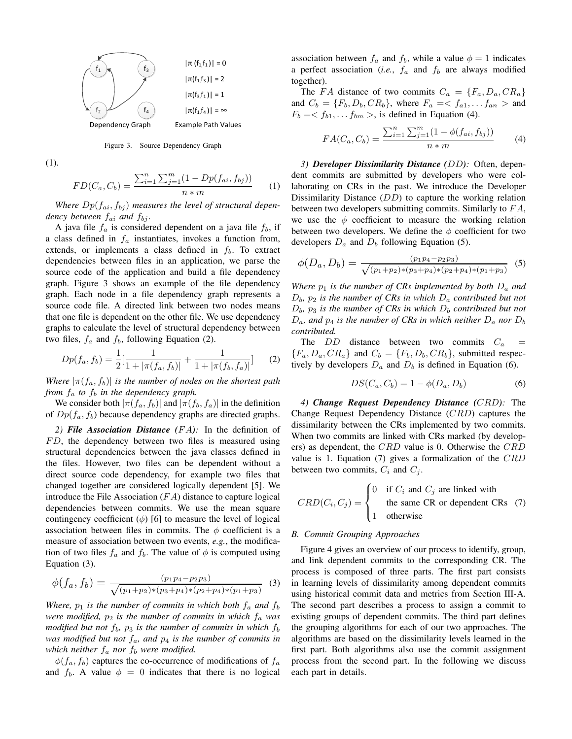Figure 3. Source Dependency Graph

(1).

$$FD(C_a, C_b) = \frac{\sum_{i=1}^{n}\sum_{j=1}^{m}(1 - Dp(f_{ai}, f_{bj}))}{n * m} \quad (1)$$

*Where $Dp(f_{ai}, f_{bj})$ measures the level of structural dependency between $f_{ai}$ and $f_{bj}$.*

A java file $f_a$ is considered dependent on a java file $f_b$, if a class defined in $f_a$ instantiates, invokes a function from, extends, or implements a class defined in $f_b$. To extract dependencies between files in an application, we parse the source code of the application and build a file dependency graph. Figure 3 shows an example of the file dependency graph. Each node in a file dependency graph represents a source code file. A directed link between two nodes means that one file is dependent on the other file. We use dependency graphs to calculate the level of structural dependency between two files, $f_a$ and $f_b$, following Equation (2).

$$Dp(f_a, f_b) = \frac{1}{2}\left[\frac{1}{1 + |\pi(f_a, f_b)|} + \frac{1}{1 + |\pi(f_b, f_a)|}\right] \quad (2)$$

*Where $|\pi(f_a, f_b)|$ is the number of nodes on the shortest path from $f_a$ to $f_b$ in the dependency graph.*

We consider both $|\pi(f_a, f_b)|$ and $|\pi(f_b, f_a)|$ in the definition of $Dp(f_a, f_b)$ because dependency graphs are directed graphs.

*2) **File Association Distance ($FA$):*** In the definition of $FD$, the dependency between two files is measured using structural dependencies between the java classes defined in the files. However, two files can be dependent without a direct source code dependency, for example two files that changed together are considered logically dependent [5]. We introduce the File Association ($FA$) distance to capture logical dependencies between commits. We use the mean square contingency coefficient ($\phi$) [6] to measure the level of logical association between files in commits. The $\phi$ coefficient is a measure of association between two events, *e.g.*, the modification of two files $f_a$ and $f_b$. The value of $\phi$ is computed using Equation (3).

$$\phi(f_a, f_b) = \frac{(p_1 p_4 - p_2 p_3)}{\sqrt{(p_1+p_2)*(p_3+p_4)*(p_2+p_4)*(p_1+p_3)}} \quad (3)$$

*Where, $p_1$ is the number of commits in which both $f_a$ and $f_b$ were modified, $p_2$ is the number of commits in which $f_a$ was modified but not $f_b$, $p_3$ is the number of commits in which $f_b$ was modified but not $f_a$, and $p_4$ is the number of commits in which neither $f_a$ nor $f_b$ were modified.*

$\phi(f_a, f_b)$ captures the co-occurrence of modifications of $f_a$ and $f_b$. A value $\phi = 0$ indicates that there is no logical association between $f_a$ and $f_b$, while a value $\phi = 1$ indicates a perfect association (*i.e.*, $f_a$ and $f_b$ are always modified together).

The $FA$ distance of two commits $C_a = \{F_a, D_a, CR_a\}$ and $C_b = \{F_b, D_b, CR_b\}$, where $F_a = < f_{a1}, \ldots f_{an} >$ and $F_b = < f_{b1}, \ldots f_{bm} >$, is defined in Equation (4).

$$FA(C_a, C_b) = \frac{\sum_{i=1}^{n}\sum_{j=1}^{m}(1 - \phi(f_{ai}, f_{bj}))}{n * m} \quad (4)$$

*3) **Developer Dissimilarity Distance ($DD$):*** Often, dependent commits are submitted by developers who were collaborating on CRs in the past. We introduce the Developer Dissimilarity Distance ($DD$) to capture the working relation between two developers submitting commits. Similarly to $FA$, we use the $\phi$ coefficient to measure the working relation between two developers. We define the $\phi$ coefficient for two developers $D_a$ and $D_b$ following Equation (5).

$$\phi(D_a, D_b) = \frac{(p_1 p_4 - p_2 p_3)}{\sqrt{(p_1+p_2)*(p_3+p_4)*(p_2+p_4)*(p_1+p_3)}} \quad (5)$$

*Where $p_1$ is the number of CRs implemented by both $D_a$ and $D_b$, $p_2$ is the number of CRs in which $D_a$ contributed but not $D_b$, $p_3$ is the number of CRs in which $D_b$ contributed but not $D_a$, and $p_4$ is the number of CRs in which neither $D_a$ nor $D_b$ contributed.*

The $DD$ distance between two commits $C_a = \{F_a, D_a, CR_a\}$ and $C_b = \{F_b, D_b, CR_b\}$, submitted respectively by developers $D_a$ and $D_b$ is defined in Equation (6).

$$DS(C_a, C_b) = 1 - \phi(D_a, D_b) \quad (6)$$

*4) **Change Request Dependency Distance ($CRD$):*** The Change Request Dependency Distance ($CRD$) captures the dissimilarity between the CRs implemented by two commits. When two commits are linked with CRs marked (by developers) as dependent, the $CRD$ value is 0. Otherwise the $CRD$ value is 1. Equation (7) gives a formalization of the $CRD$ between two commits, $C_i$ and $C_j$.

$$CRD(C_i, C_j) = \begin{cases} 0 & \text{if } C_i \text{ and } C_j \text{ are linked with} \\ & \text{the same CR or dependent CRs} \\ 1 & \text{otherwise} \end{cases} \quad (7)$$

### B. Commit Grouping Approaches

Figure 4 gives an overview of our process to identify, group, and link dependent commits to the corresponding CR. The process is composed of three parts. The first part consists in learning levels of dissimilarity among dependent commits using historical commit data and metrics from Section III-A. The second part describes a process to assign a commit to existing groups of dependent commits. The third part defines the grouping algorithms for each of our two approaches. The algorithms are based on the dissimilarity levels learned in the first part. Both algorithms also use the commit assignment process from the second part. In the following we discuss each part in details.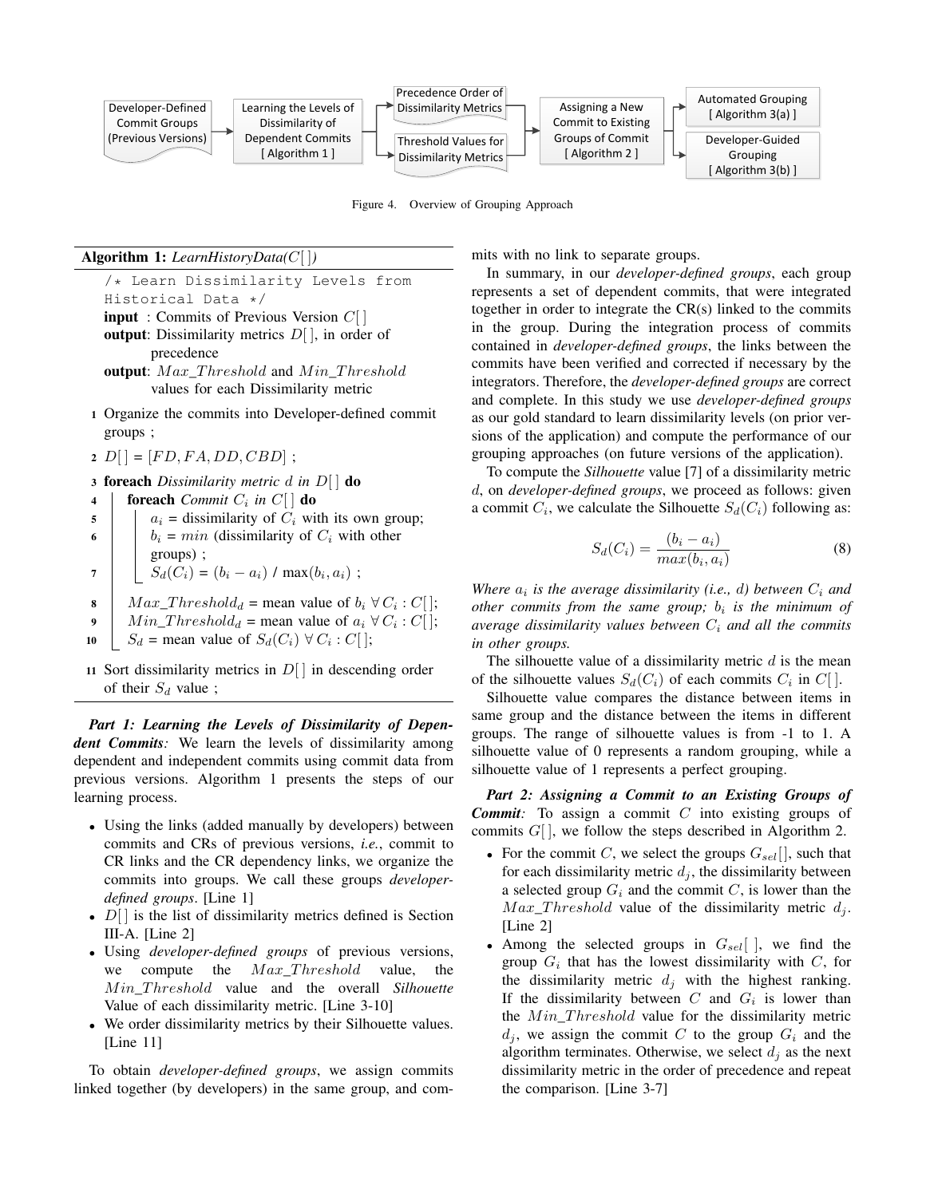Developer-Defined Commit Groups (Previous Versions) → Learning the Levels of Dissimilarity of Dependent Commits [ Algorithm 1 ] → Precedence Order of Dissimilarity Metrics / Threshold Values for Dissimilarity Metrics → Assigning a New Commit to Existing Groups of Commit [ Algorithm 2 ] → Automated Grouping [ Algorithm 3(a) ] / Developer-Guided Grouping [ Algorithm 3(b) ]

Figure 4. Overview of Grouping Approach

**Algorithm 1:** *LearnHistoryData(C[ ])*

```
/* Learn Dissimilarity Levels from
Historical Data */
input  : Commits of Previous Version C[ ]
output : Dissimilarity metrics D[ ], in order of
         precedence
output : Max_Threshold and Min_Threshold
         values for each Dissimilarity metric
1  Organize the commits into Developer-defined commit
   groups ;
2  D[ ] = [FD, FA, DD, CBD] ;
3  foreach Dissimilarity metric d in D[ ] do
4      foreach Commit C_i in C[ ] do
5          a_i = dissimilarity of C_i with its own group;
6          b_i = min (dissimilarity of C_i with other
           groups) ;
7          S_d(C_i) = (b_i − a_i) / max(b_i, a_i) ;
8      Max_Threshold_d = mean value of b_i ∀ C_i : C[ ];
9      Min_Threshold_d = mean value of a_i ∀ C_i : C[ ];
10     S_d = mean value of S_d(C_i) ∀ C_i : C[ ];
11 Sort dissimilarity metrics in D[ ] in descending order
   of their S_d value ;
```

***Part 1: Learning the Levels of Dissimilarity of Dependent Commits**:* We learn the levels of dissimilarity among dependent and independent commits using commit data from previous versions. Algorithm 1 presents the steps of our learning process.

- Using the links (added manually by developers) between commits and CRs of previous versions, *i.e.*, commit to CR links and the CR dependency links, we organize the commits into groups. We call these groups *developer-defined groups*. [Line 1]
- $D[\,]$ is the list of dissimilarity metrics defined is Section III-A. [Line 2]
- Using *developer-defined groups* of previous versions, we compute the $Max\_Threshold$ value, the $Min\_Threshold$ value and the overall *Silhouette* Value of each dissimilarity metric. [Line 3-10]
- We order dissimilarity metrics by their Silhouette values. [Line 11]

To obtain *developer-defined groups*, we assign commits linked together (by developers) in the same group, and commits with no link to separate groups.

In summary, in our *developer-defined groups*, each group represents a set of dependent commits, that were integrated together in order to integrate the CR(s) linked to the commits in the group. During the integration process of commits contained in *developer-defined groups*, the links between the commits have been verified and corrected if necessary by the integrators. Therefore, the *developer-defined groups* are correct and complete. In this study we use *developer-defined groups* as our gold standard to learn dissimilarity levels (on prior versions of the application) and compute the performance of our grouping approaches (on future versions of the application).

To compute the *Silhouette* value [7] of a dissimilarity metric $d$, on *developer-defined groups*, we proceed as follows: given a commit $C_i$, we calculate the Silhouette $S_d(C_i)$ following as:

$$S_d(C_i) = \frac{(b_i - a_i)}{max(b_i, a_i)} \tag{8}$$

*Where $a_i$ is the average dissimilarity (i.e., $d$) between $C_i$ and other commits from the same group; $b_i$ is the minimum of average dissimilarity values between $C_i$ and all the commits in other groups.*

The silhouette value of a dissimilarity metric $d$ is the mean of the silhouette values $S_d(C_i)$ of each commits $C_i$ in $C[\,]$.

Silhouette value compares the distance between items in same group and the distance between the items in different groups. The range of silhouette values is from -1 to 1. A silhouette value of 0 represents a random grouping, while a silhouette value of 1 represents a perfect grouping.

***Part 2: Assigning a Commit to an Existing Groups of Commit**:* To assign a commit $C$ into existing groups of commits $G[\,]$, we follow the steps described in Algorithm 2.

- For the commit $C$, we select the groups $G_{sel}[\,]$, such that for each dissimilarity metric $d_j$, the dissimilarity between a selected group $G_i$ and the commit $C$, is lower than the $Max\_Threshold$ value of the dissimilarity metric $d_j$. [Line 2]
- Among the selected groups in $G_{sel}[\,]$, we find the group $G_i$ that has the lowest dissimilarity with $C$, for the dissimilarity metric $d_j$ with the highest ranking. If the dissimilarity between $C$ and $G_i$ is lower than the $Min\_Threshold$ value for the dissimilarity metric $d_j$, we assign the commit $C$ to the group $G_i$ and the algorithm terminates. Otherwise, we select $d_j$ as the next dissimilarity metric in the order of precedence and repeat the comparison. [Line 3-7]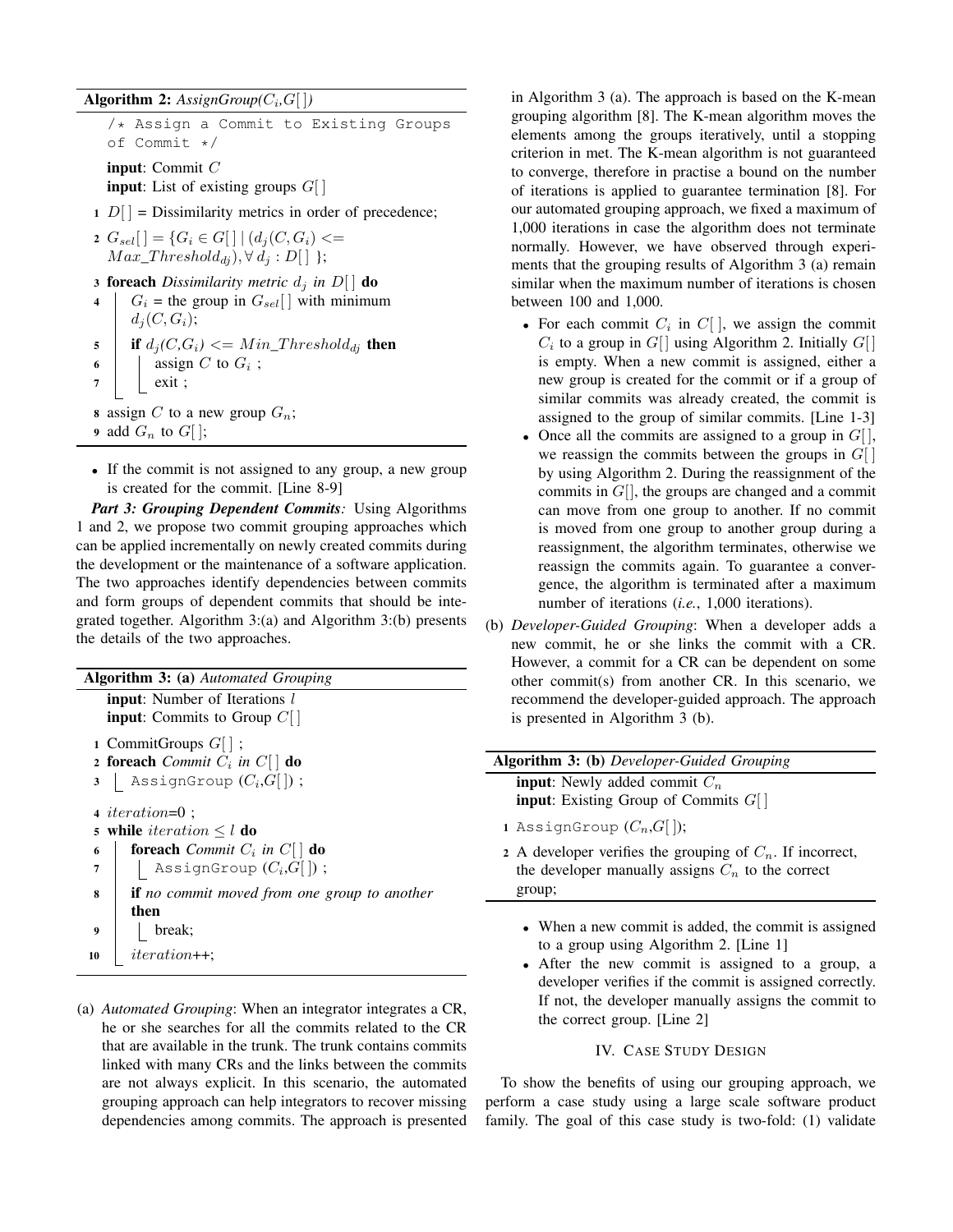**Algorithm 2:** *AssignGroup($C_i$,$G[\,]$)*

```
/* Assign a Commit to Existing Groups
   of Commit */
```

**input**: Commit $C$
**input**: List of existing groups $G[\,]$

1. $D[\,]$ = Dissimilarity metrics in order of precedence;
2. $G_{sel}[\,] = \{G_i \in G[\,] \mid (d_j(C, G_i) <= Max\_Threshold_{dj}), \forall\, d_j : D[\,]\ \}$;
3. **foreach** *Dissimilarity metric $d_j$ in $D[\,]$* **do**
4. $\quad$ $G_i$ = the group in $G_{sel}[\,]$ with minimum $d_j(C, G_i)$;
5. $\quad$ **if** $d_j(C,G_i) <= Min\_Threshold_{dj}$ **then**
6. $\quad\quad$ assign $C$ to $G_i$ ;
7. $\quad\quad$ exit ;
8. assign $C$ to a new group $G_n$;
9. add $G_n$ to $G[\,]$;

- If the commit is not assigned to any group, a new group is created for the commit. [Line 8-9]

***Part 3: Grouping Dependent Commits:*** Using Algorithms 1 and 2, we propose two commit grouping approaches which can be applied incrementally on newly created commits during the development or the maintenance of a software application. The two approaches identify dependencies between commits and form groups of dependent commits that should be integrated together. Algorithm 3:(a) and Algorithm 3:(b) presents the details of the two approaches.

**Algorithm 3: (a)** *Automated Grouping*

**input**: Number of Iterations $l$
**input**: Commits to Group $C[\,]$

1. CommitGroups $G[\,]$ ;
2. **foreach** *Commit $C_i$ in $C[\,]$* **do**
3. $\quad$ `AssignGroup` ($C_i$,$G[\,]$) ;
4. $iteration$=0 ;
5. **while** $iteration \leq l$ **do**
6. $\quad$ **foreach** *Commit $C_i$ in $C[\,]$* **do**
7. $\quad\quad$ `AssignGroup` ($C_i$,$G[\,]$) ;
8. $\quad$ **if** *no commit moved from one group to another* **then**
9. $\quad\quad$ break;
10. $\quad$ $iteration$++;

(a) *Automated Grouping*: When an integrator integrates a CR, he or she searches for all the commits related to the CR that are available in the trunk. The trunk contains commits linked with many CRs and the links between the commits are not always explicit. In this scenario, the automated grouping approach can help integrators to recover missing dependencies among commits. The approach is presented in Algorithm 3 (a). The approach is based on the K-mean grouping algorithm [8]. The K-mean algorithm moves the elements among the groups iteratively, until a stopping criterion in met. The K-mean algorithm is not guaranteed to converge, therefore in practise a bound on the number of iterations is applied to guarantee termination [8]. For our automated grouping approach, we fixed a maximum of 1,000 iterations in case the algorithm does not terminate normally. However, we have observed through experiments that the grouping results of Algorithm 3 (a) remain similar when the maximum number of iterations is chosen between 100 and 1,000.

- For each commit $C_i$ in $C[\,]$, we assign the commit $C_i$ to a group in $G[]$ using Algorithm 2. Initially $G[]$ is empty. When a new commit is assigned, either a new group is created for the commit or if a group of similar commits was already created, the commit is assigned to the group of similar commits. [Line 1-3]
- Once all the commits are assigned to a group in $G[\,]$, we reassign the commits between the groups in $G[\,]$ by using Algorithm 2. During the reassignment of the commits in $G[]$, the groups are changed and a commit can move from one group to another. If no commit is moved from one group to another group during a reassignment, the algorithm terminates, otherwise we reassign the commits again. To guarantee a convergence, the algorithm is terminated after a maximum number of iterations (*i.e.*, 1,000 iterations).

(b) *Developer-Guided Grouping*: When a developer adds a new commit, he or she links the commit with a CR. However, a commit for a CR can be dependent on some other commit(s) from another CR. In this scenario, we recommend the developer-guided approach. The approach is presented in Algorithm 3 (b).

**Algorithm 3: (b)** *Developer-Guided Grouping*

**input**: Newly added commit $C_n$
**input**: Existing Group of Commits $G[\,]$

1. `AssignGroup` ($C_n$,$G[\,]$);
2. A developer verifies the grouping of $C_n$. If incorrect, the developer manually assigns $C_n$ to the correct group;

- When a new commit is added, the commit is assigned to a group using Algorithm 2. [Line 1]
- After the new commit is assigned to a group, a developer verifies if the commit is assigned correctly. If not, the developer manually assigns the commit to the correct group. [Line 2]

## IV. Case Study Design

To show the benefits of using our grouping approach, we perform a case study using a large scale software product family. The goal of this case study is two-fold: (1) validate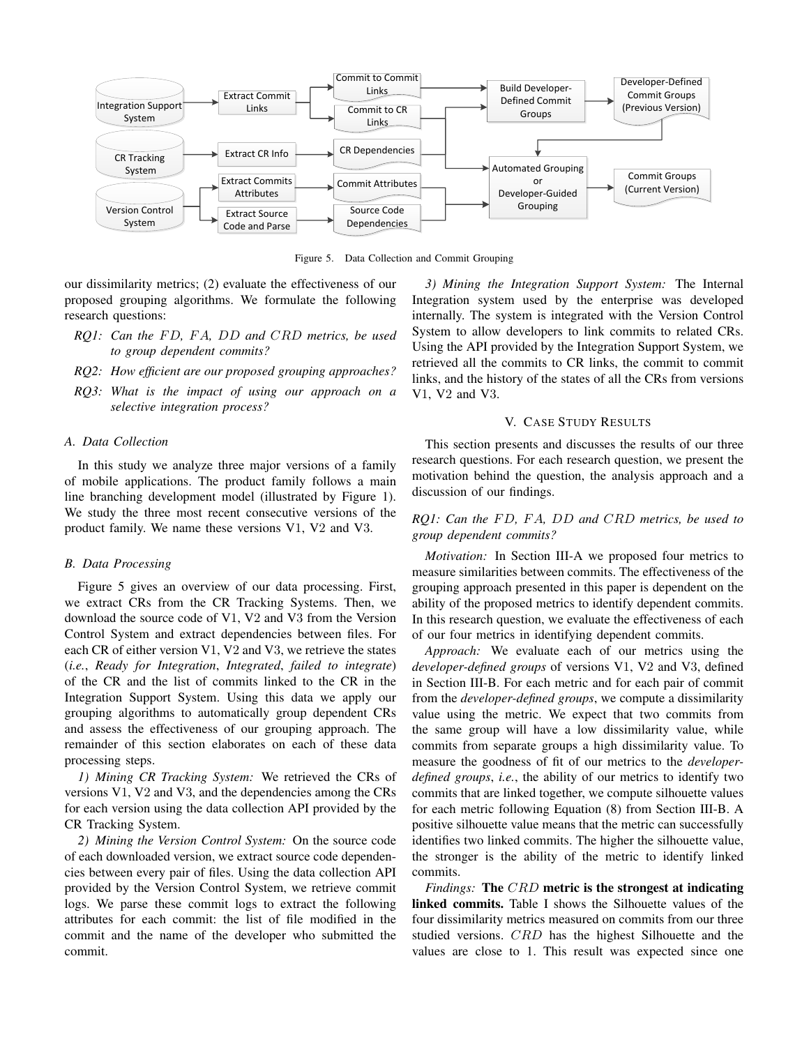Figure 5. Data Collection and Commit Grouping

our dissimilarity metrics; (2) evaluate the effectiveness of our proposed grouping algorithms. We formulate the following research questions:

- *RQ1: Can the $FD$, $FA$, $DD$ and $CRD$ metrics, be used to group dependent commits?*
- *RQ2: How efficient are our proposed grouping approaches?*
- *RQ3: What is the impact of using our approach on a selective integration process?*

### A. Data Collection

In this study we analyze three major versions of a family of mobile applications. The product family follows a main line branching development model (illustrated by Figure 1). We study the three most recent consecutive versions of the product family. We name these versions V1, V2 and V3.

### B. Data Processing

Figure 5 gives an overview of our data processing. First, we extract CRs from the CR Tracking Systems. Then, we download the source code of V1, V2 and V3 from the Version Control System and extract dependencies between files. For each CR of either version V1, V2 and V3, we retrieve the states (*i.e.*, *Ready for Integration*, *Integrated*, *failed to integrate*) of the CR and the list of commits linked to the CR in the Integration Support System. Using this data we apply our grouping algorithms to automatically group dependent CRs and assess the effectiveness of our grouping approach. The remainder of this section elaborates on each of these data processing steps.

*1) Mining CR Tracking System:* We retrieved the CRs of versions V1, V2 and V3, and the dependencies among the CRs for each version using the data collection API provided by the CR Tracking System.

*2) Mining the Version Control System:* On the source code of each downloaded version, we extract source code dependencies between every pair of files. Using the data collection API provided by the Version Control System, we retrieve commit logs. We parse these commit logs to extract the following attributes for each commit: the list of file modified in the commit and the name of the developer who submitted the commit.

*3) Mining the Integration Support System:* The Internal Integration system used by the enterprise was developed internally. The system is integrated with the Version Control System to allow developers to link commits to related CRs. Using the API provided by the Integration Support System, we retrieved all the commits to CR links, the commit to commit links, and the history of the states of all the CRs from versions V1, V2 and V3.

## V. Case Study Results

This section presents and discusses the results of our three research questions. For each research question, we present the motivation behind the question, the analysis approach and a discussion of our findings.

### RQ1: Can the $FD$, $FA$, $DD$ and $CRD$ metrics, be used to group dependent commits?

*Motivation:* In Section III-A we proposed four metrics to measure similarities between commits. The effectiveness of the grouping approach presented in this paper is dependent on the ability of the proposed metrics to identify dependent commits. In this research question, we evaluate the effectiveness of each of our four metrics in identifying dependent commits.

*Approach:* We evaluate each of our metrics using the *developer-defined groups* of versions V1, V2 and V3, defined in Section III-B. For each metric and for each pair of commit from the *developer-defined groups*, we compute a dissimilarity value using the metric. We expect that two commits from the same group will have a low dissimilarity value, while commits from separate groups a high dissimilarity value. To measure the goodness of fit of our metrics to the *developer-defined groups*, *i.e.*, the ability of our metrics to identify two commits that are linked together, we compute silhouette values for each metric following Equation (8) from Section III-B. A positive silhouette value means that the metric can successfully identifies two linked commits. The higher the silhouette value, the stronger is the ability of the metric to identify linked commits.

*Findings:* **The $CRD$ metric is the strongest at indicating linked commits.** Table I shows the Silhouette values of the four dissimilarity metrics measured on commits from our three studied versions. $CRD$ has the highest Silhouette and the values are close to 1. This result was expected since one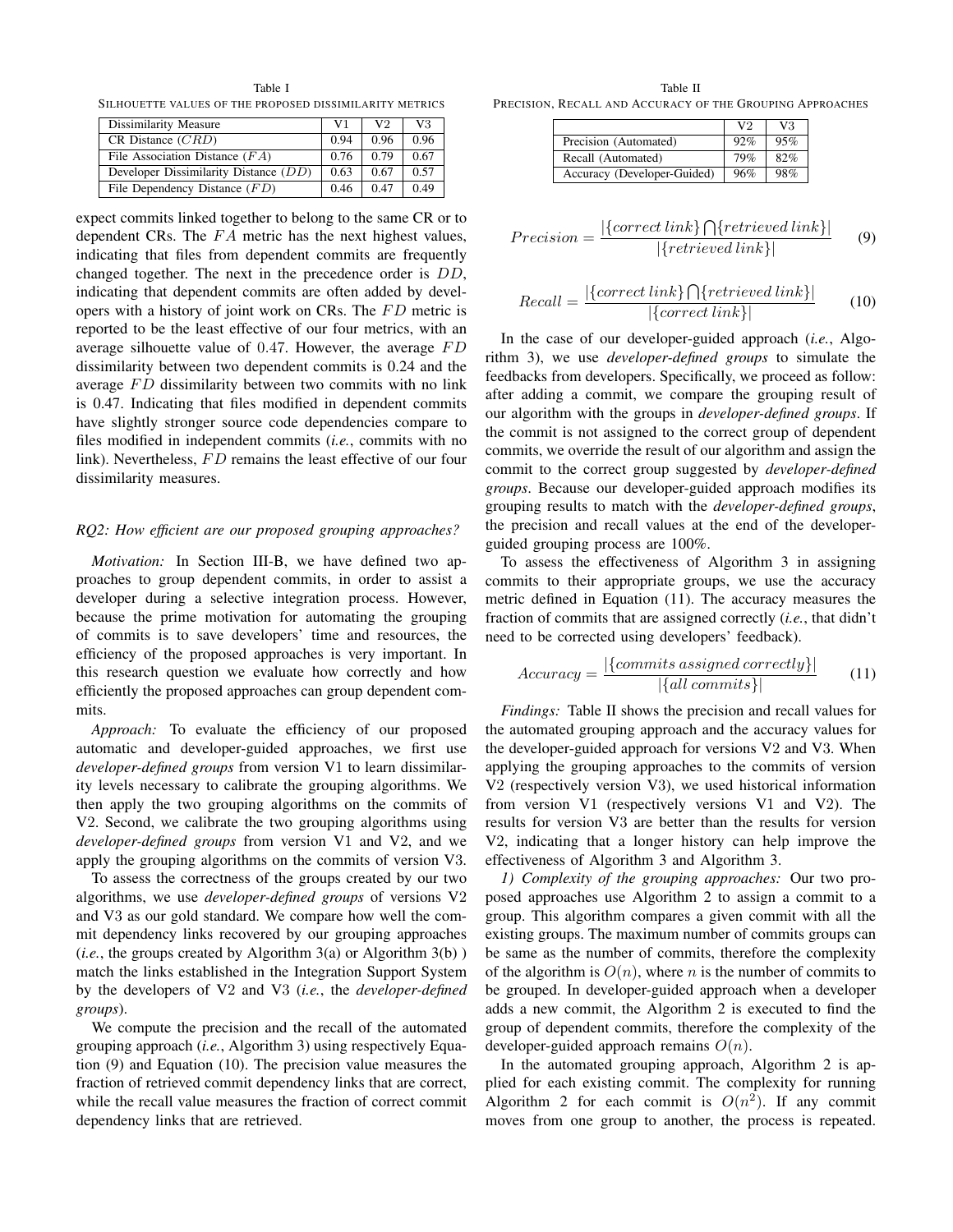Table I
SILHOUETTE VALUES OF THE PROPOSED DISSIMILARITY METRICS

| Dissimilarity Measure | V1 | V2 | V3 |
|---|---|---|---|
| CR Distance ($CRD$) | 0.94 | 0.96 | 0.96 |
| File Association Distance ($FA$) | 0.76 | 0.79 | 0.67 |
| Developer Dissimilarity Distance ($DD$) | 0.63 | 0.67 | 0.57 |
| File Dependency Distance ($FD$) | 0.46 | 0.47 | 0.49 |

expect commits linked together to belong to the same CR or to dependent CRs. The $FA$ metric has the next highest values, indicating that files from dependent commits are frequently changed together. The next in the precedence order is $DD$, indicating that dependent commits are often added by developers with a history of joint work on CRs. The $FD$ metric is reported to be the least effective of our four metrics, with an average silhouette value of 0.47. However, the average $FD$ dissimilarity between two dependent commits is 0.24 and the average $FD$ dissimilarity between two commits with no link is 0.47. Indicating that files modified in dependent commits have slightly stronger source code dependencies compare to files modified in independent commits (*i.e.*, commits with no link). Nevertheless, $FD$ remains the least effective of our four dissimilarity measures.

*RQ2: How efficient are our proposed grouping approaches?*

*Motivation:* In Section III-B, we have defined two approaches to group dependent commits, in order to assist a developer during a selective integration process. However, because the prime motivation for automating the grouping of commits is to save developers' time and resources, the efficiency of the proposed approaches is very important. In this research question we evaluate how correctly and how efficiently the proposed approaches can group dependent commits.

*Approach:* To evaluate the efficiency of our proposed automatic and developer-guided approaches, we first use *developer-defined groups* from version V1 to learn dissimilarity levels necessary to calibrate the grouping algorithms. We then apply the two grouping algorithms on the commits of V2. Second, we calibrate the two grouping algorithms using *developer-defined groups* from version V1 and V2, and we apply the grouping algorithms on the commits of version V3.

To assess the correctness of the groups created by our two algorithms, we use *developer-defined groups* of versions V2 and V3 as our gold standard. We compare how well the commit dependency links recovered by our grouping approaches (*i.e.*, the groups created by Algorithm 3(a) or Algorithm 3(b) ) match the links established in the Integration Support System by the developers of V2 and V3 (*i.e.*, the *developer-defined groups*).

We compute the precision and the recall of the automated grouping approach (*i.e.*, Algorithm 3) using respectively Equation (9) and Equation (10). The precision value measures the fraction of retrieved commit dependency links that are correct, while the recall value measures the fraction of correct commit dependency links that are retrieved.

Table II
PRECISION, RECALL AND ACCURACY OF THE GROUPING APPROACHES

| | V2 | V3 |
|---|---|---|
| Precision (Automated) | 92% | 95% |
| Recall (Automated) | 79% | 82% |
| Accuracy (Developer-Guided) | 96% | 98% |

$$Precision = \frac{|\{correct\,link\} \bigcap \{retrieved\,link\}|}{|\{retrieved\,link\}|} \quad (9)$$

$$Recall = \frac{|\{correct\,link\} \bigcap \{retrieved\,link\}|}{|\{correct\,link\}|} \quad (10)$$

In the case of our developer-guided approach (*i.e.*, Algorithm 3), we use *developer-defined groups* to simulate the feedbacks from developers. Specifically, we proceed as follow: after adding a commit, we compare the grouping result of our algorithm with the groups in *developer-defined groups*. If the commit is not assigned to the correct group of dependent commits, we override the result of our algorithm and assign the commit to the correct group suggested by *developer-defined groups*. Because our developer-guided approach modifies its grouping results to match with the *developer-defined groups*, the precision and recall values at the end of the developer-guided grouping process are 100%.

To assess the effectiveness of Algorithm 3 in assigning commits to their appropriate groups, we use the accuracy metric defined in Equation (11). The accuracy measures the fraction of commits that are assigned correctly (*i.e.*, that didn't need to be corrected using developers' feedback).

$$Accuracy = \frac{|\{commits\,assigned\,correctly\}|}{|\{all\,commits\}|} \quad (11)$$

*Findings:* Table II shows the precision and recall values for the automated grouping approach and the accuracy values for the developer-guided approach for versions V2 and V3. When applying the grouping approaches to the commits of version V2 (respectively version V3), we used historical information from version V1 (respectively versions V1 and V2). The results for version V3 are better than the results for version V2, indicating that a longer history can help improve the effectiveness of Algorithm 3 and Algorithm 3.

*1) Complexity of the grouping approaches:* Our two proposed approaches use Algorithm 2 to assign a commit to a group. This algorithm compares a given commit with all the existing groups. The maximum number of commits groups can be same as the number of commits, therefore the complexity of the algorithm is $O(n)$, where $n$ is the number of commits to be grouped. In developer-guided approach when a developer adds a new commit, the Algorithm 2 is executed to find the group of dependent commits, therefore the complexity of the developer-guided approach remains $O(n)$.

In the automated grouping approach, Algorithm 2 is applied for each existing commit. The complexity for running Algorithm 2 for each commit is $O(n^2)$. If any commit moves from one group to another, the process is repeated.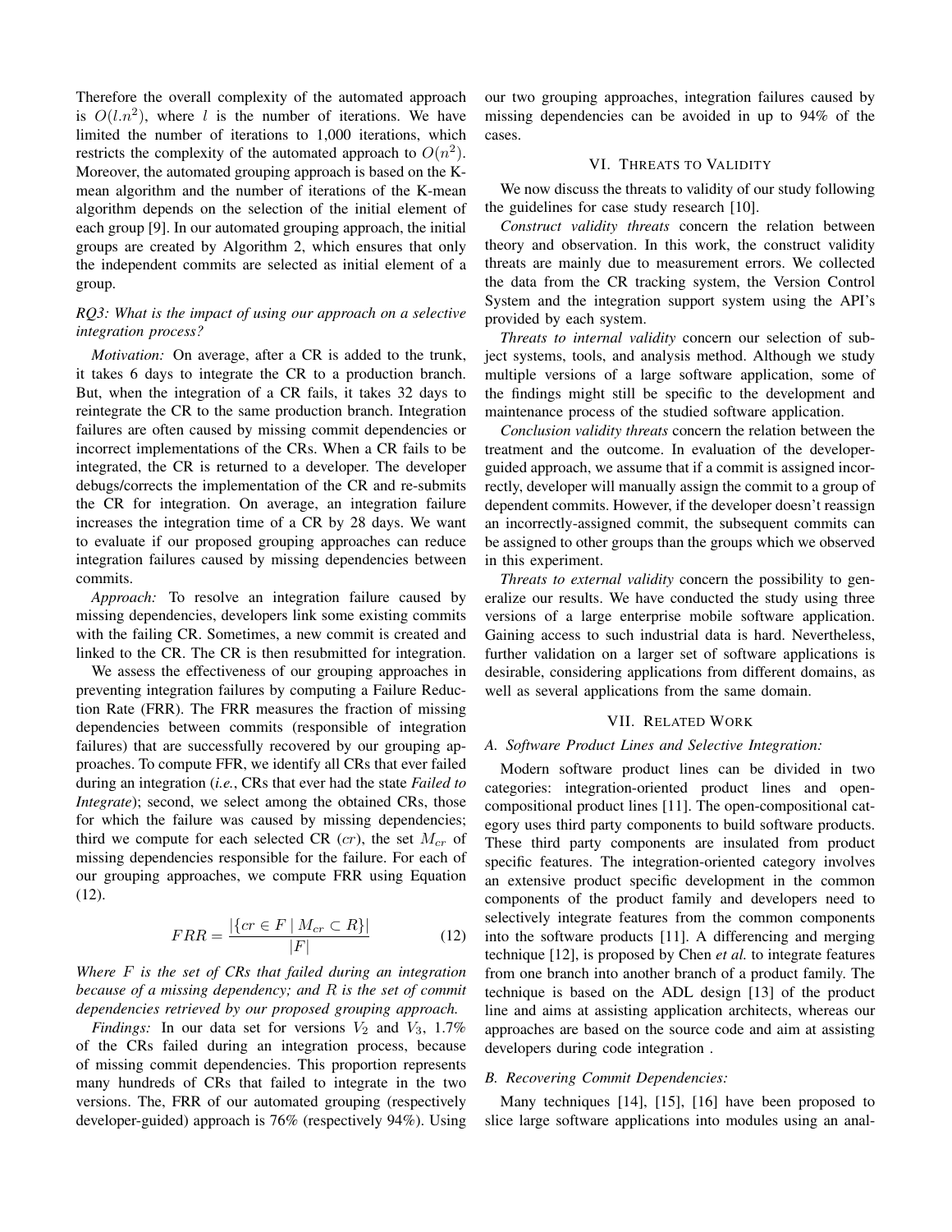Therefore the overall complexity of the automated approach is $O(l.n^2)$, where $l$ is the number of iterations. We have limited the number of iterations to 1,000 iterations, which restricts the complexity of the automated approach to $O(n^2)$. Moreover, the automated grouping approach is based on the K-mean algorithm and the number of iterations of the K-mean algorithm depends on the selection of the initial element of each group [9]. In our automated grouping approach, the initial groups are created by Algorithm 2, which ensures that only the independent commits are selected as initial element of a group.

*RQ3: What is the impact of using our approach on a selective integration process?*

*Motivation:* On average, after a CR is added to the trunk, it takes 6 days to integrate the CR to a production branch. But, when the integration of a CR fails, it takes 32 days to reintegrate the CR to the same production branch. Integration failures are often caused by missing commit dependencies or incorrect implementations of the CRs. When a CR fails to be integrated, the CR is returned to a developer. The developer debugs/corrects the implementation of the CR and re-submits the CR for integration. On average, an integration failure increases the integration time of a CR by 28 days. We want to evaluate if our proposed grouping approaches can reduce integration failures caused by missing dependencies between commits.

*Approach:* To resolve an integration failure caused by missing dependencies, developers link some existing commits with the failing CR. Sometimes, a new commit is created and linked to the CR. The CR is then resubmitted for integration.

We assess the effectiveness of our grouping approaches in preventing integration failures by computing a Failure Reduction Rate (FRR). The FRR measures the fraction of missing dependencies between commits (responsible of integration failures) that are successfully recovered by our grouping approaches. To compute FFR, we identify all CRs that ever failed during an integration (*i.e.*, CRs that ever had the state *Failed to Integrate*); second, we select among the obtained CRs, those for which the failure was caused by missing dependencies; third we compute for each selected CR ($cr$), the set $M_{cr}$ of missing dependencies responsible for the failure. For each of our grouping approaches, we compute FRR using Equation (12).

$$FRR = \frac{|\{cr \in F \mid M_{cr} \subset R\}|}{|F|} \tag{12}$$

*Where $F$ is the set of CRs that failed during an integration because of a missing dependency; and $R$ is the set of commit dependencies retrieved by our proposed grouping approach.*

*Findings:* In our data set for versions $V_2$ and $V_3$, 1.7% of the CRs failed during an integration process, because of missing commit dependencies. This proportion represents many hundreds of CRs that failed to integrate in the two versions. The, FRR of our automated grouping (respectively developer-guided) approach is 76% (respectively 94%). Using our two grouping approaches, integration failures caused by missing dependencies can be avoided in up to 94% of the cases.

## VI. Threats to Validity

We now discuss the threats to validity of our study following the guidelines for case study research [10].

*Construct validity threats* concern the relation between theory and observation. In this work, the construct validity threats are mainly due to measurement errors. We collected the data from the CR tracking system, the Version Control System and the integration support system using the API's provided by each system.

*Threats to internal validity* concern our selection of subject systems, tools, and analysis method. Although we study multiple versions of a large software application, some of the findings might still be specific to the development and maintenance process of the studied software application.

*Conclusion validity threats* concern the relation between the treatment and the outcome. In evaluation of the developer-guided approach, we assume that if a commit is assigned incorrectly, developer will manually assign the commit to a group of dependent commits. However, if the developer doesn't reassign an incorrectly-assigned commit, the subsequent commits can be assigned to other groups than the groups which we observed in this experiment.

*Threats to external validity* concern the possibility to generalize our results. We have conducted the study using three versions of a large enterprise mobile software application. Gaining access to such industrial data is hard. Nevertheless, further validation on a larger set of software applications is desirable, considering applications from different domains, as well as several applications from the same domain.

## VII. Related Work

### A. Software Product Lines and Selective Integration:

Modern software product lines can be divided in two categories: integration-oriented product lines and open-compositional product lines [11]. The open-compositional category uses third party components to build software products. These third party components are insulated from product specific features. The integration-oriented category involves an extensive product specific development in the common components of the product family and developers need to selectively integrate features from the common components into the software products [11]. A differencing and merging technique [12], is proposed by Chen *et al.* to integrate features from one branch into another branch of a product family. The technique is based on the ADL design [13] of the product line and aims at assisting application architects, whereas our approaches are based on the source code and aim at assisting developers during code integration .

### B. Recovering Commit Dependencies:

Many techniques [14], [15], [16] have been proposed to slice large software applications into modules using an anal-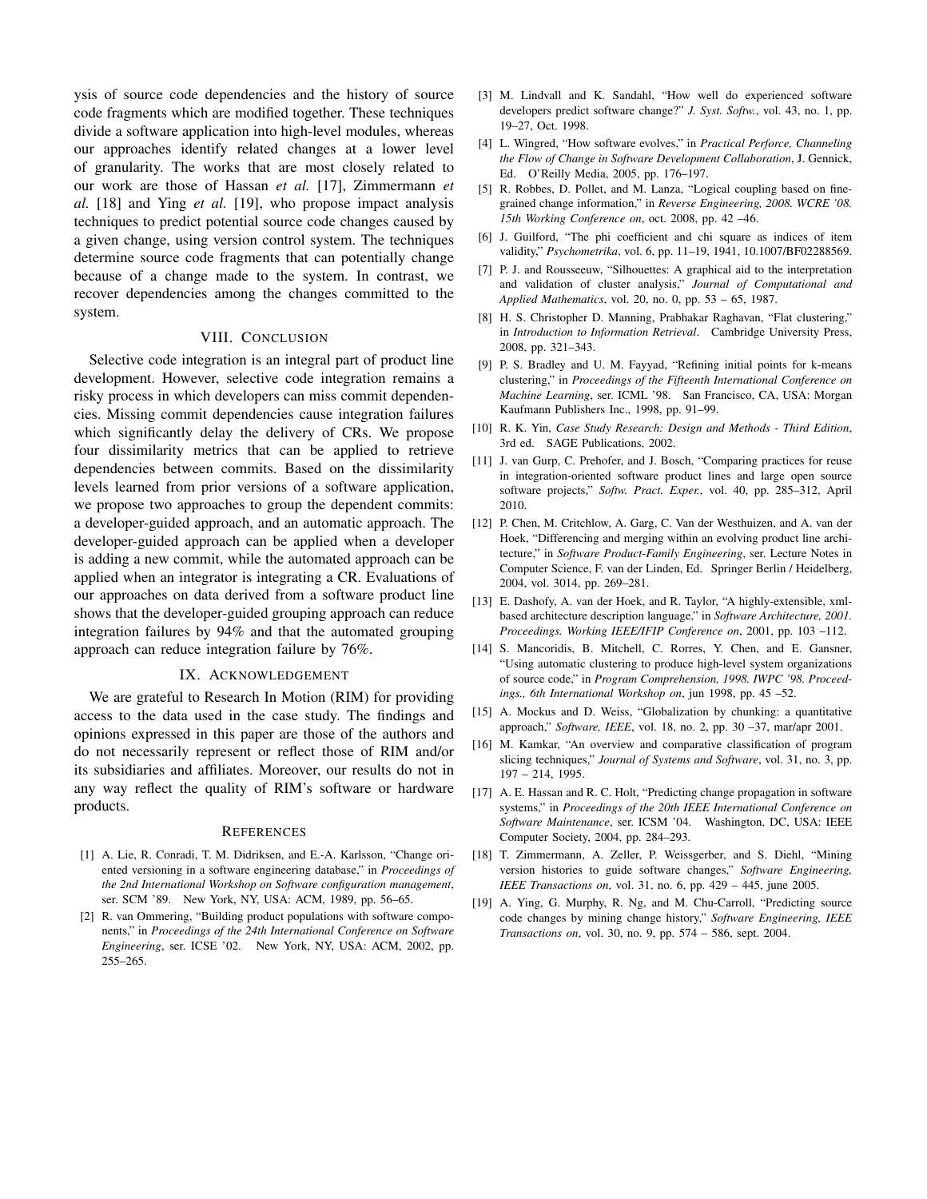ysis of source code dependencies and the history of source code fragments which are modified together. These techniques divide a software application into high-level modules, whereas our approaches identify related changes at a lower level of granularity. The works that are most closely related to our work are those of Hassan *et al.* [17], Zimmermann *et al.* [18] and Ying *et al.* [19], who propose impact analysis techniques to predict potential source code changes caused by a given change, using version control system. The techniques determine source code fragments that can potentially change because of a change made to the system. In contrast, we recover dependencies among the changes committed to the system.

## VIII. Conclusion

Selective code integration is an integral part of product line development. However, selective code integration remains a risky process in which developers can miss commit dependencies. Missing commit dependencies cause integration failures which significantly delay the delivery of CRs. We propose four dissimilarity metrics that can be applied to retrieve dependencies between commits. Based on the dissimilarity levels learned from prior versions of a software application, we propose two approaches to group the dependent commits: a developer-guided approach, and an automatic approach. The developer-guided approach can be applied when a developer is adding a new commit, while the automated approach can be applied when an integrator is integrating a CR. Evaluations of our approaches on data derived from a software product line shows that the developer-guided grouping approach can reduce integration failures by 94% and that the automated grouping approach can reduce integration failure by 76%.

## IX. Acknowledgement

We are grateful to Research In Motion (RIM) for providing access to the data used in the case study. The findings and opinions expressed in this paper are those of the authors and do not necessarily represent or reflect those of RIM and/or its subsidiaries and affiliates. Moreover, our results do not in any way reflect the quality of RIM's software or hardware products.

## References

[1] A. Lie, R. Conradi, T. M. Didriksen, and E.-A. Karlsson, "Change oriented versioning in a software engineering database," in *Proceedings of the 2nd International Workshop on Software configuration management*, ser. SCM '89. New York, NY, USA: ACM, 1989, pp. 56–65.

[2] R. van Ommering, "Building product populations with software components," in *Proceedings of the 24th International Conference on Software Engineering*, ser. ICSE '02. New York, NY, USA: ACM, 2002, pp. 255–265.

[3] M. Lindvall and K. Sandahl, "How well do experienced software developers predict software change?" *J. Syst. Softw.*, vol. 43, no. 1, pp. 19–27, Oct. 1998.

[4] L. Wingred, "How software evolves," in *Practical Perforce, Channeling the Flow of Change in Software Development Collaboration*, J. Gennick, Ed. O'Reilly Media, 2005, pp. 176–197.

[5] R. Robbes, D. Pollet, and M. Lanza, "Logical coupling based on fine-grained change information," in *Reverse Engineering, 2008. WCRE '08. 15th Working Conference on*, oct. 2008, pp. 42 –46.

[6] J. Guilford, "The phi coefficient and chi square as indices of item validity," *Psychometrika*, vol. 6, pp. 11–19, 1941, 10.1007/BF02288569.

[7] P. J. and Rousseeuw, "Silhouettes: A graphical aid to the interpretation and validation of cluster analysis," *Journal of Computational and Applied Mathematics*, vol. 20, no. 0, pp. 53 – 65, 1987.

[8] H. S. Christopher D. Manning, Prabhakar Raghavan, "Flat clustering," in *Introduction to Information Retrieval*. Cambridge University Press, 2008, pp. 321–343.

[9] P. S. Bradley and U. M. Fayyad, "Refining initial points for k-means clustering," in *Proceedings of the Fifteenth International Conference on Machine Learning*, ser. ICML '98. San Francisco, CA, USA: Morgan Kaufmann Publishers Inc., 1998, pp. 91–99.

[10] R. K. Yin, *Case Study Research: Design and Methods - Third Edition*, 3rd ed. SAGE Publications, 2002.

[11] J. van Gurp, C. Prehofer, and J. Bosch, "Comparing practices for reuse in integration-oriented software product lines and large open source software projects," *Softw. Pract. Exper.*, vol. 40, pp. 285–312, April 2010.

[12] P. Chen, M. Critchlow, A. Garg, C. Van der Westhuizen, and A. van der Hoek, "Differencing and merging within an evolving product line architecture," in *Software Product-Family Engineering*, ser. Lecture Notes in Computer Science, F. van der Linden, Ed. Springer Berlin / Heidelberg, 2004, vol. 3014, pp. 269–281.

[13] E. Dashofy, A. van der Hoek, and R. Taylor, "A highly-extensible, xml-based architecture description language," in *Software Architecture, 2001. Proceedings. Working IEEE/IFIP Conference on*, 2001, pp. 103 –112.

[14] S. Mancoridis, B. Mitchell, C. Rorres, Y. Chen, and E. Gansner, "Using automatic clustering to produce high-level system organizations of source code," in *Program Comprehension, 1998. IWPC '98. Proceedings., 6th International Workshop on*, jun 1998, pp. 45 –52.

[15] A. Mockus and D. Weiss, "Globalization by chunking: a quantitative approach," *Software, IEEE*, vol. 18, no. 2, pp. 30 –37, mar/apr 2001.

[16] M. Kamkar, "An overview and comparative classification of program slicing techniques," *Journal of Systems and Software*, vol. 31, no. 3, pp. 197 – 214, 1995.

[17] A. E. Hassan and R. C. Holt, "Predicting change propagation in software systems," in *Proceedings of the 20th IEEE International Conference on Software Maintenance*, ser. ICSM '04. Washington, DC, USA: IEEE Computer Society, 2004, pp. 284–293.

[18] T. Zimmermann, A. Zeller, P. Weissgerber, and S. Diehl, "Mining version histories to guide software changes," *Software Engineering, IEEE Transactions on*, vol. 31, no. 6, pp. 429 – 445, june 2005.

[19] A. Ying, G. Murphy, R. Ng, and M. Chu-Carroll, "Predicting source code changes by mining change history," *Software Engineering, IEEE Transactions on*, vol. 30, no. 9, pp. 574 – 586, sept. 2004.